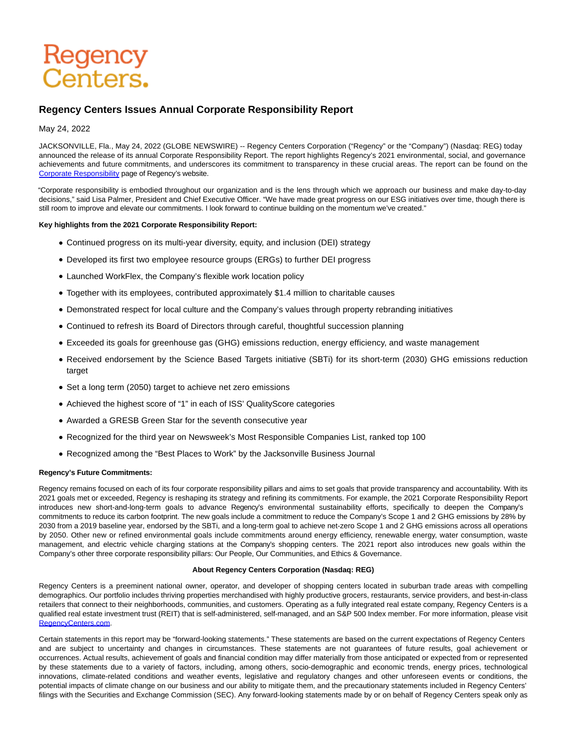Regency Centers.

# Regency Centers Issues Annual Corporate Responsibility Report

May 24, 2022

JACKSONVILLE, Fla., May 24, 2022 (GLOBE NEWSWIRE) -- Regency Centers Corporation ("Regency" or the "Company") (Nasdaq: REG) today announced the release of its annual Corporate Responsibility Report. The report highlights Regency's 2021 environmental, social, and governance achievements and future commitments, and underscores its commitment to transparency in these crucial areas. The report can be found on the [Corporate Responsibility] page of Regency's website.

"Corporate responsibility is embodied throughout our organization and is the lens through which we approach our business and make day-to-day decisions," said Lisa Palmer, President and Chief Executive Officer. "We have made great progress on our ESG initiatives over time, though there is still room to improve and elevate our commitments. I look forward to continue building on the momentum we've created."

**Key highlights from the 2021 Corporate Responsibility Report:**

- Continued progress on its multi-year diversity, equity, and inclusion (DEI) strategy
- Developed its first two employee resource groups (ERGs) to further DEI progress
- Launched WorkFlex, the Company's flexible work location policy
- Together with its employees, contributed approximately $1.4 million to charitable causes
- Demonstrated respect for local culture and the Company's values through property rebranding initiatives
- Continued to refresh its Board of Directors through careful, thoughtful succession planning
- Exceeded its goals for greenhouse gas (GHG) emissions reduction, energy efficiency, and waste management
- Received endorsement by the Science Based Targets initiative (SBTi) for its short-term (2030) GHG emissions reduction target
- Set a long term (2050) target to achieve net zero emissions
- Achieved the highest score of "1" in each of ISS' QualityScore categories
- Awarded a GRESB Green Star for the seventh consecutive year
- Recognized for the third year on Newsweek's Most Responsible Companies List, ranked top 100
- Recognized among the "Best Places to Work" by the Jacksonville Business Journal

**Regency's Future Commitments:**

Regency remains focused on each of its four corporate responsibility pillars and aims to set goals that provide transparency and accountability. With its 2021 goals met or exceeded, Regency is reshaping its strategy and refining its commitments. For example, the 2021 Corporate Responsibility Report introduces new short-and-long-term goals to advance Regency's environmental sustainability efforts, specifically to deepen the Company's commitments to reduce its carbon footprint. The new goals include a commitment to reduce the Company's Scope 1 and 2 GHG emissions by 28% by 2030 from a 2019 baseline year, endorsed by the SBTi, and a long-term goal to achieve net-zero Scope 1 and 2 GHG emissions across all operations by 2050. Other new or refined environmental goals include commitments around energy efficiency, renewable energy, water consumption, waste management, and electric vehicle charging stations at the Company's shopping centers. The 2021 report also introduces new goals within the Company's other three corporate responsibility pillars: Our People, Our Communities, and Ethics & Governance.

**About Regency Centers Corporation (Nasdaq: REG)**

Regency Centers is a preeminent national owner, operator, and developer of shopping centers located in suburban trade areas with compelling demographics. Our portfolio includes thriving properties merchandised with highly productive grocers, restaurants, service providers, and best-in-class retailers that connect to their neighborhoods, communities, and customers. Operating as a fully integrated real estate company, Regency Centers is a qualified real estate investment trust (REIT) that is self-administered, self-managed, and an S&P 500 Index member. For more information, please visit [RegencyCenters.com].

Certain statements in this report may be "forward-looking statements." These statements are based on the current expectations of Regency Centers and are subject to uncertainty and changes in circumstances. These statements are not guarantees of future results, goal achievement or occurrences. Actual results, achievement of goals and financial condition may differ materially from those anticipated or expected from or represented by these statements due to a variety of factors, including, among others, socio-demographic and economic trends, energy prices, technological innovations, climate-related conditions and weather events, legislative and regulatory changes and other unforeseen events or conditions, the potential impacts of climate change on our business and our ability to mitigate them, and the precautionary statements included in Regency Centers' filings with the Securities and Exchange Commission (SEC). Any forward-looking statements made by or on behalf of Regency Centers speak only as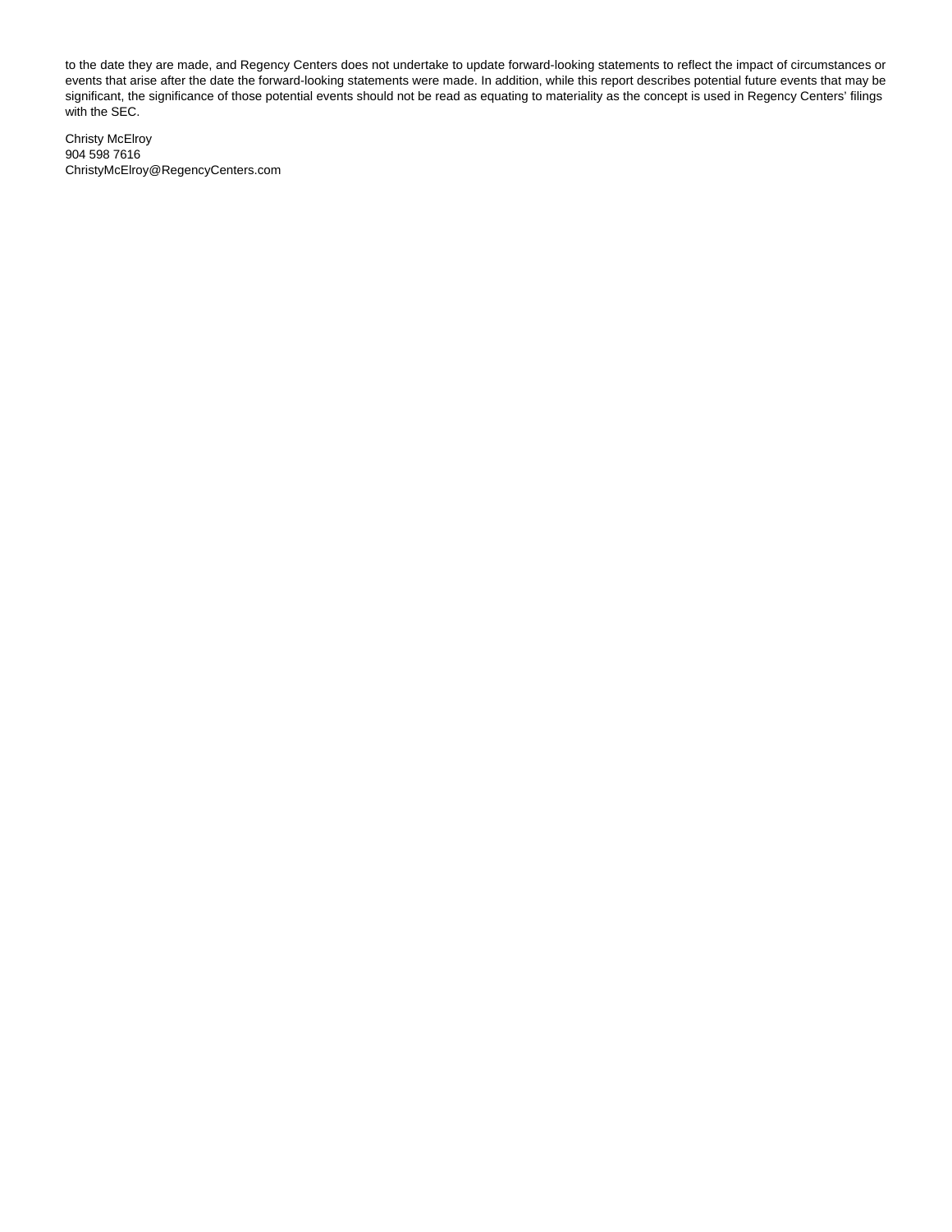to the date they are made, and Regency Centers does not undertake to update forward-looking statements to reflect the impact of circumstances or events that arise after the date the forward-looking statements were made. In addition, while this report describes potential future events that may be significant, the significance of those potential events should not be read as equating to materiality as the concept is used in Regency Centers' filings with the SEC.

Christy McElroy
904 598 7616
ChristyMcElroy@RegencyCenters.com